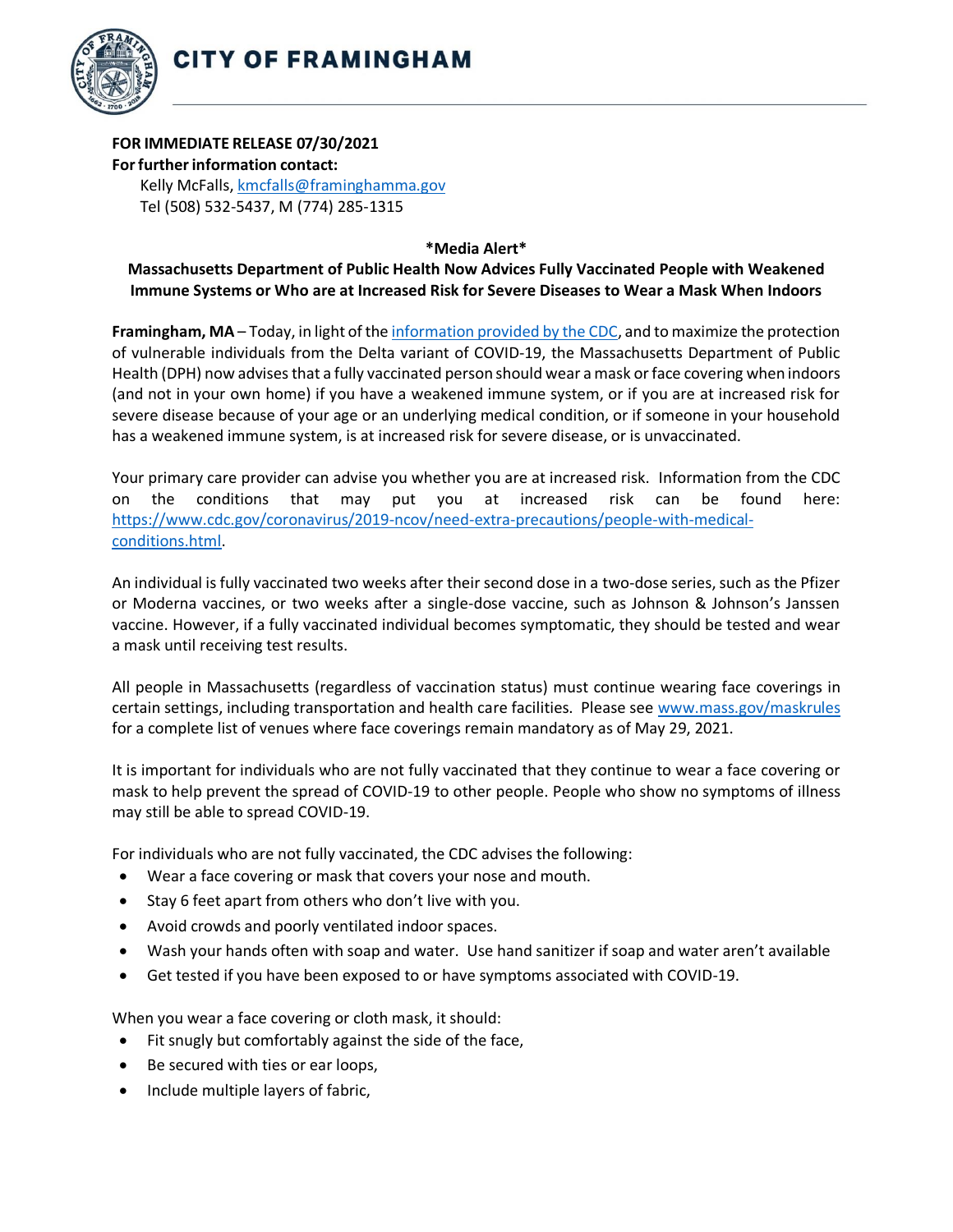# CITY OF FRAMINGHAM

**FOR IMMEDIATE RELEASE 07/30/2021**
**For further information contact:**
Kelly McFalls, kmcfalls@framinghamma.gov
Tel (508) 532-5437, M (774) 285-1315

**\*Media Alert\***

## Massachusetts Department of Public Health Now Advices Fully Vaccinated People with Weakened Immune Systems or Who are at Increased Risk for Severe Diseases to Wear a Mask When Indoors

**Framingham, MA** – Today, in light of the information provided by the CDC, and to maximize the protection of vulnerable individuals from the Delta variant of COVID-19, the Massachusetts Department of Public Health (DPH) now advises that a fully vaccinated person should wear a mask or face covering when indoors (and not in your own home) if you have a weakened immune system, or if you are at increased risk for severe disease because of your age or an underlying medical condition, or if someone in your household has a weakened immune system, is at increased risk for severe disease, or is unvaccinated.

Your primary care provider can advise you whether you are at increased risk. Information from the CDC on the conditions that may put you at increased risk can be found here: https://www.cdc.gov/coronavirus/2019-ncov/need-extra-precautions/people-with-medical-conditions.html.

An individual is fully vaccinated two weeks after their second dose in a two-dose series, such as the Pfizer or Moderna vaccines, or two weeks after a single-dose vaccine, such as Johnson & Johnson's Janssen vaccine. However, if a fully vaccinated individual becomes symptomatic, they should be tested and wear a mask until receiving test results.

All people in Massachusetts (regardless of vaccination status) must continue wearing face coverings in certain settings, including transportation and health care facilities. Please see www.mass.gov/maskrules for a complete list of venues where face coverings remain mandatory as of May 29, 2021.

It is important for individuals who are not fully vaccinated that they continue to wear a face covering or mask to help prevent the spread of COVID-19 to other people. People who show no symptoms of illness may still be able to spread COVID-19.

For individuals who are not fully vaccinated, the CDC advises the following:

- Wear a face covering or mask that covers your nose and mouth.
- Stay 6 feet apart from others who don't live with you.
- Avoid crowds and poorly ventilated indoor spaces.
- Wash your hands often with soap and water. Use hand sanitizer if soap and water aren't available
- Get tested if you have been exposed to or have symptoms associated with COVID-19.

When you wear a face covering or cloth mask, it should:

- Fit snugly but comfortably against the side of the face,
- Be secured with ties or ear loops,
- Include multiple layers of fabric,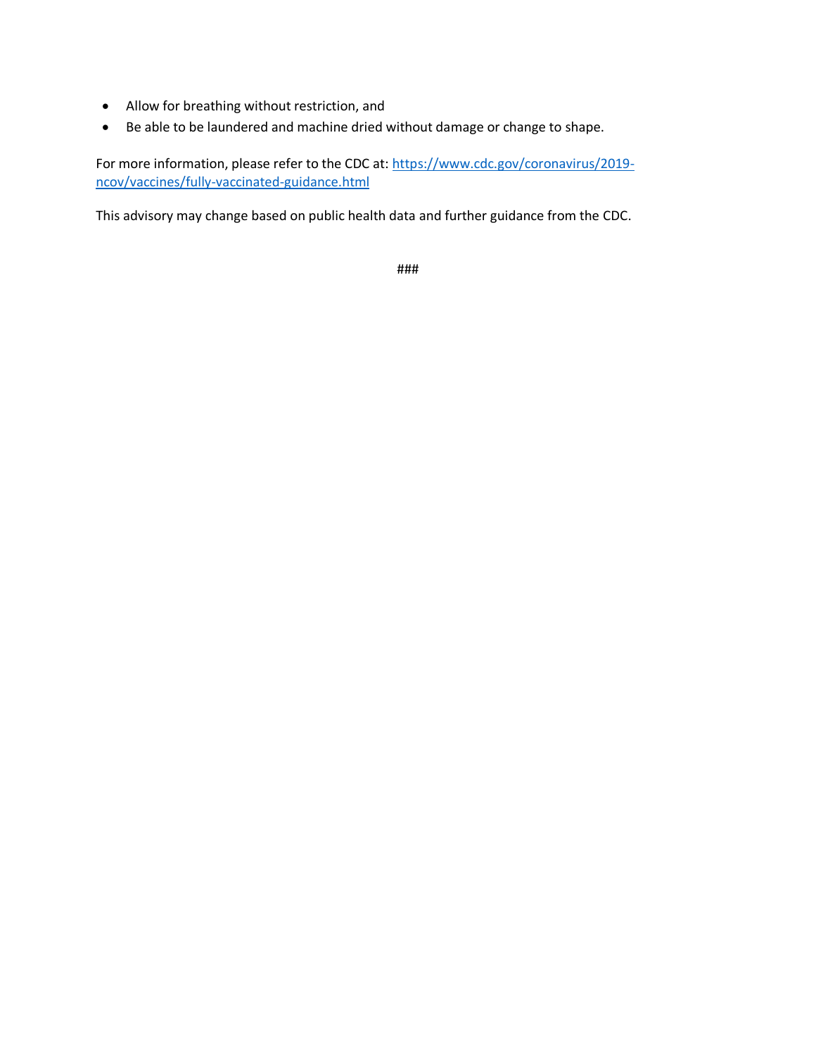- Allow for breathing without restriction, and
- Be able to be laundered and machine dried without damage or change to shape.

For more information, please refer to the CDC at: [https://www.cdc.gov/coronavirus/2019-ncov/vaccines/fully-vaccinated-guidance.html](https://www.cdc.gov/coronavirus/2019-ncov/vaccines/fully-vaccinated-guidance.html)

This advisory may change based on public health data and further guidance from the CDC.

###